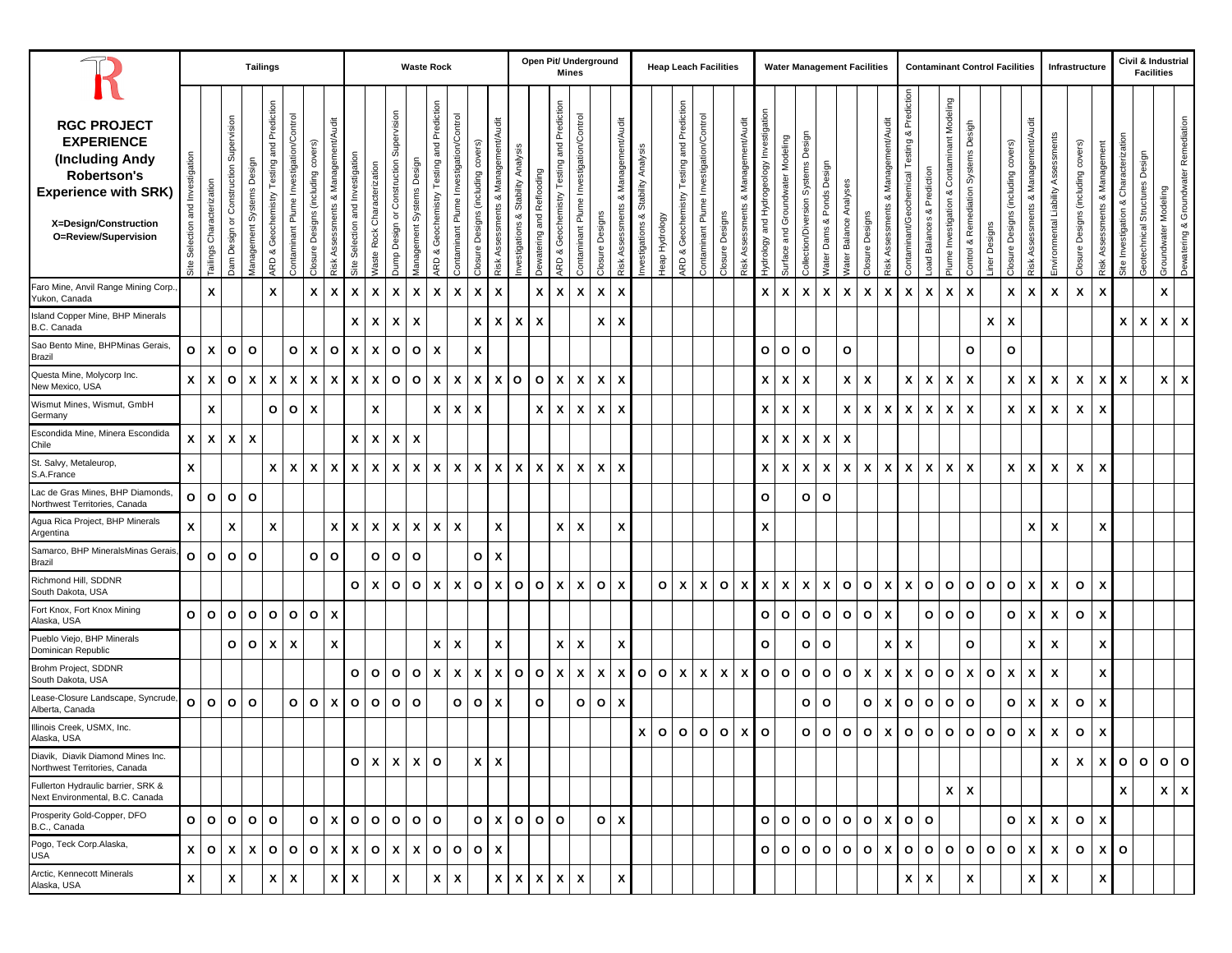| **RGC PROJECT EXPERIENCE (Including Andy Robertson's Experience with SRK)** X=Design/Construction O=Review/Supervision | **Tailings** | | | | | | | | **Waste Rock** | | | | | | | | **Open Pit/ Underground Mines** | | | | | | **Heap Leach Facilities** | | | | | | **Water Management Facilities** | | | | | | | **Contaminant Control Facilities** | | | | | | | **Infrastructure** | | | **Civil & Industrial Facilities** | | | |
|---|---|---|---|---|---|---|---|---|---|---|---|---|---|---|---|---|---|---|---|---|---|---|---|---|---|---|---|---|---|---|---|---|---|---|---|---|---|---|---|---|---|---|---|---|---|---|---|---|---|
| | Site Selection and Investigation | Tailings Characterization | Dam Design or Construction Supervision | Management Systems Design | ARD & Geochemistry Testing and Prediction | Contaminant Plume Investigation/Control | Closure Designs (including covers) | Risk Assessments & Management/Audit | Site Selection and Investigation | Waste Rock Characterization | Dump Design or Construction Supervision | Management Systems Design | ARD & Geochemistry Testing and Prediction | Contaminant Plume Investigation/Control | Closure Designs (including covers) | Risk Assessments & Management/Audit | Investigations & Stability Analysis | Dewatering and Reflooding | ARD & Geochemistry Testing and Prediction | Contaminant Plume Investigation/Control | Closure Designs | Risk Assessments & Management/Audit | Investigations & Stability Analysis | Heap Hydrology | ARD & Geochemistry Testing and Prediction | Contaminant Plume Investigation/Control | Closure Designs | Risk Assessments & Management/Audit | Hydrology and Hydrogeology Investigation | Surface and Groundwater Modeling | Collection/Diversion Systems Design | Water Dams & Ponds Design | Water Balance Analyses | Closure Designs | Risk Assessments & Management/Audit | Contaminant/Geochemical Testing & Prediction | Load Balances & Prediction | Plume Investigation & Contaminant Modeling | Control & Remediation Systems Design | Liner Designs | Closure Designs (including covers) | Risk Assessments & Management/Audit | Environmental Liability Assessments | Closure Designs (including covers) | Risk Assessments & Management | Site Investigation & Characterization | Geotechnical Structures Design | Groundwater Modeling | Dewatering & Groundwater Remediation |
| Faro Mine, Anvil Range Mining Corp., Yukon, Canada | | X | | | X | | X | X | X | X | X | X | X | X | X | X | | X | X | X | X | X | | | | | | | X | X | X | X | X | X | X | X | X | X | X | | X | X | X | X | X | | | X | |
| Island Copper Mine, BHP Minerals B.C. Canada | | | | | | | | | X | X | X | X | | | X | X | X | X | | | X | X | | | | | | | | | | | | | | | | | | X | X | | | | | X | X | X | X |
| Sao Bento Mine, BHPMinas Gerais, Brazil | O | X | O | O | | O | X | O | X | X | O | O | X | | X | | | | | | | | | | | | | | O | O | O | | O | | | | | | O | | O | | | | | | | | |
| Questa Mine, Molycorp Inc. New Mexico, USA | X | X | O | X | X | X | X | X | X | X | O | O | X | X | X | X | O | O | X | X | X | X | | | | | | | X | X | X | | X | X | | X | X | X | X | | X | X | X | X | X | X | | X | X |
| Wismut Mines, Wismut, GmbH Germany | | X | | | O | O | X | | | X | | | X | X | X | | | X | X | X | X | X | | | | | | | X | X | X | | X | X | X | X | X | X | X | | X | X | X | X | X | | | | |
| Escondida Mine, Minera Escondida Chile | X | X | X | X | | | | | X | X | X | X | | | | | | | | | | | | | | | | | X | X | X | X | X | | | | | | | | | | | | | | | | |
| St. Salvy, Metaleurop, S.A.France | X | | | | X | X | X | X | X | X | X | X | X | X | X | X | X | X | X | X | X | X | | | | | | | X | X | X | X | X | X | X | X | X | X | X | | X | X | X | X | X | | | | |
| Lac de Gras Mines, BHP Diamonds, Northwest Territories, Canada | O | O | O | O | | | | | | | | | | | | | | | | | | | | | | | | | O | | O | O | | | | | | | | | | | | | | | | | |
| Agua Rica Project, BHP Minerals Argentina | X | | X | | X | | | X | X | X | X | X | X | X | | X | | | X | X | | X | | | | | | | X | | | | | | | | | | | | | X | X | | X | | | | |
| Samarco, BHP MineralsMinas Gerais, Brazil | O | O | O | O | | | O | O | | O | O | O | | | O | X | | | | | | | | | | | | | | | | | | | | | | | | | | | | | | | | | |
| Richmond Hill, SDDNR South Dakota, USA | | | | | | | | | O | X | O | O | X | X | O | X | O | O | X | X | O | X | | O | X | X | O | X | X | X | X | X | O | O | X | X | O | O | O | O | O | X | X | O | X | | | | |
| Fort Knox, Fort Knox Mining Alaska, USA | O | O | O | O | O | O | O | X | | | | | | | | | | | | | | | | | | | | | O | O | O | O | O | O | X | | O | O | O | | O | X | X | O | X | | | | |
| Pueblo Viejo, BHP Minerals Dominican Republic | | | O | O | X | X | | X | | | | | X | X | | X | | | X | X | | X | | | | | | | O | | O | O | | | X | X | | | O | | | X | X | | X | | | | |
| Brohm Project, SDDNR South Dakota, USA | | | | | | | | | O | O | O | O | X | X | X | X | O | O | X | X | X | X | O | O | X | X | X | X | O | O | O | O | O | X | X | X | O | O | X | O | X | X | X | | X | | | | |
| Lease-Closure Landscape, Syncrude, Alberta, Canada | O | O | O | O | | O | O | X | O | O | O | O | | O | O | X | | O | | O | O | X | | | | | | | | | O | O | | O | X | O | O | O | O | | O | X | X | O | X | | | | |
| Illinois Creek, USMX, Inc. Alaska, USA | | | | | | | | | | | | | | | | | | | | | | | X | O | O | O | O | X | O | | O | O | O | O | X | O | O | O | O | O | O | X | X | O | X | | | | |
| Diavik, Diavik Diamond Mines Inc. Northwest Territories, Canada | | | | | | | | | O | X | X | X | O | | X | X | | | | | | | | | | | | | | | | | | | | | | | | | | | X | X | X | O | O | O | O |
| Fullerton Hydraulic barrier, SRK & Next Environmental, B.C. Canada | | | | | | | | | | | | | | | | | | | | | | | | | | | | | | | | | | | | | | X | X | | | | | | | X | | X | X |
| Prosperity Gold-Copper, DFO B.C., Canada | O | O | O | O | O | | O | X | O | O | O | O | O | | O | X | O | O | O | | O | X | | | | | | | O | O | O | O | O | O | X | O | O | | | | O | X | X | O | X | | | | |
| Pogo, Teck Corp.Alaska, USA | X | O | X | X | O | O | O | X | X | O | X | X | O | O | O | X | | | | | | | | | | | | | O | O | O | O | O | O | X | O | O | O | O | O | O | X | X | O | X | O | | | |
| Arctic, Kennecott Minerals Alaska, USA | X | | X | | X | X | | X | X | | X | | X | X | | X | X | X | X | X | | X | | | | | | | | | | | | | | X | X | | X | | | X | X | | X | | | | |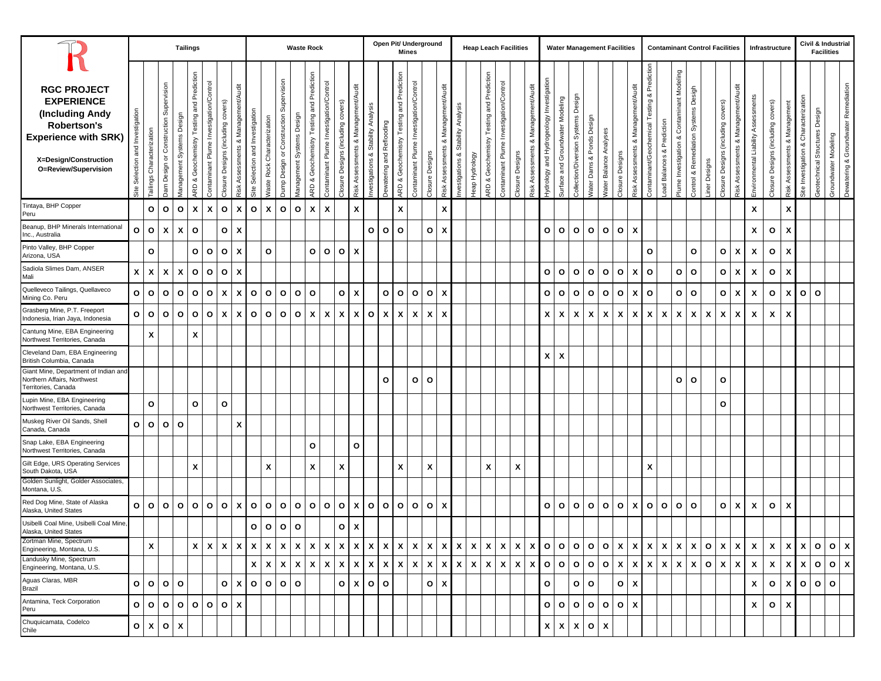| RGC PROJECT EXPERIENCE (Including Andy Robertson's Experience with SRK) X=Design/Construction O=Review/Supervision | Tailings | | | | | | | | Waste Rock | | | | | | | | Open Pit/ Underground Mines | | | | | | Heap Leach Facilities | | | | | | Water Management Facilities | | | | | | | Contaminant Control Facilities | | | | | | | Infrastructure | | | Civil & Industrial Facilities | | | |
|---|---|---|---|---|---|---|---|---|---|---|---|---|---|---|---|---|---|---|---|---|---|---|---|---|---|---|---|---|---|---|---|---|---|---|---|---|---|---|---|---|---|---|---|---|---|---|---|---|---|
| | Site Selection and Investigation | Tailings Characterization | Dam Design or Construction Supervision | Management Systems Design | ARD & Geochemistry Testing and Prediction | Contaminant Plume Investigation/Control | Closure Designs (including covers) | Risk Assessments & Management/Audit | Site Selection and Investigation | Waste Rock Characterization | Dump Design or Construction Supervision | Management Systems Design | ARD & Geochemistry Testing and Prediction | Contaminant Plume Investigation/Control | Closure Designs (including covers) | Risk Assessments & Management/Audit | Investigations & Stability Analysis | Dewatering and Reflooding | ARD & Geochemistry Testing and Prediction | Contaminant Plume Investigation/Control | Closure Designs | Risk Assessments & Management/Audit | Investigations & Stability Analysis | Heap Hydrology | ARD & Geochemistry Testing and Prediction | Contaminant Plume Investigation/Control | Closure Designs | Risk Assessments & Management/Audit | Hydrology and Hydrogeology Investigation | Surface and Groundwater Modeling | Collection/Diversion Systems Design | Water Dams & Ponds Design | Water Balance Analyses | Closure Designs | Risk Assessments & Management/Audit | Contaminant/Geochemical Testing & Prediction | Load Balances & Prediction | Plume Investigation & Contaminant Modeling | Control & Remediation Systems Design | Liner Designs | Closure Designs (including covers) | Risk Assessments & Management/Audit | Environmental Liability Assessments | Closure Designs (including covers) | Risk Assessments & Management | Site Investigation & Characterization | Geotechnical Structures Design | Groundwater Modeling | Dewatering & Groundwater Remediation |
| Tintaya, BHP Copper Peru | | O | O | O | X | X | O | X | O | X | O | O | X | X | | X | | | X | | | X | | | | | | | | | | | | | | | | | | | | | X | | X | | | | |
| Beanup, BHP Minerals International Inc., Australia | O | O | X | X | O | | O | X | | | | | | | | | O | O | O | | O | X | | | | | | | O | O | O | O | O | O | X | | | | | | | | X | O | X | | | | |
| Pinto Valley, BHP Copper Arizona, USA | | O | | | O | O | O | X | | O | | | O | O | O | X | | | | | | | | | | | | | | | | | | | | O | | | O | | O | X | X | O | X | | | | |
| Sadiola Slimes Dam, ANSER Mali | X | X | X | X | O | O | O | X | | | | | | | | | | | | | | | | | | | | | O | O | O | O | O | O | X | O | | O | O | | O | X | X | O | X | | | | |
| Quelleveco Tailings, Quellaveco Mining Co. Peru | O | O | O | O | O | O | X | X | O | O | O | O | O | | O | X | | O | O | O | O | X | | | | | | | O | O | O | O | O | O | X | O | | O | O | | O | X | X | O | X | O | O | | |
| Grasberg Mine, P.T. Freeport Indonesia, Irian Jaya, Indonesia | O | O | O | O | O | O | X | X | O | O | O | O | X | X | X | X | O | X | X | X | X | X | | | | | | | X | X | X | X | X | X | X | X | X | X | X | X | X | X | X | X | X | | | | |
| Cantung Mine, EBA Engineering Northwest Territories, Canada | | X | | | X | | | | | | | | | | | | | | | | | | | | | | | | | | | | | | | | | | | | | | | | | | | | |
| Cleveland Dam, EBA Engineering British Columbia, Canada | | | | | | | | | | | | | | | | | | | | | | | | | | | | | X | X | | | | | | | | | | | | | | | | | | | |
| Giant Mine, Department of Indian and Northern Affairs, Northwest Territories, Canada | | | | | | | | | | | | | | | | | | O | | O | O | | | | | | | | | | | | | | | | | O | O | | O | | | | | | | | |
| Lupin Mine, EBA Engineering Northwest Territories, Canada | | O | | | O | | O | | | | | | | | | | | | | | | | | | | | | | | | | | | | | | | | | | O | | | | | | | | |
| Muskeg River Oil Sands, Shell Canada, Canada | O | O | O | O | | | | X | | | | | | | | | | | | | | | | | | | | | | | | | | | | | | | | | | | | | | | | | |
| Snap Lake, EBA Engineering Northwest Territories, Canada | | | | | | | | | | | | | O | | | O | | | | | | | | | | | | | | | | | | | | | | | | | | | | | | | | | |
| Gilt Edge, URS Operating Services South Dakota, USA | | | | | X | | | | | X | | | X | | X | | | | X | | X | | | | X | | X | | | | | | | | | X | | | | | | | | | | | | | |
| Golden Sunlight, Golder Associates, Montana, U.S. | | | | | | | | | | | | | | | | | | | | | | | | | | | | | | | | | | | | | | | | | | | | | | | | | |
| Red Dog Mine, State of Alaska Alaska, United States | O | O | O | O | O | O | O | X | O | O | O | O | O | O | O | X | O | O | O | O | O | X | | | | | | | O | O | O | O | O | O | X | O | O | O | O | | O | X | X | O | X | | | | |
| Usibelli Coal Mine, Usibelli Coal Mine, Alaska, United States | | | | | | | | | O | O | O | O | | | O | X | | | | | | | | | | | | | | | | | | | | | | | | | | | | | | | | | |
| Zortman Mine, Spectrum Engineering, Montana, U.S. | | X | | | X | X | X | X | X | X | X | X | X | X | X | X | X | X | X | X | X | X | X | X | X | X | X | X | O | O | O | O | O | X | X | X | X | X | X | O | X | X | X | X | X | X | O | O | X |
| Landusky Mine, Spectrum Engineering, Montana, U.S. | | | | | | | | | X | X | X | X | X | X | X | X | X | X | X | X | X | X | X | X | X | X | X | X | O | O | O | O | O | X | X | X | X | X | X | O | X | X | X | X | X | X | O | O | X |
| Aguas Claras, MBR Brazil | O | O | O | O | | | O | X | O | O | O | O | | | O | X | O | O | | | O | X | | | | | | | O | | O | O | | O | X | | | | | | | | X | O | X | O | O | O | |
| Antamina, Teck Corporation Peru | O | O | O | O | O | O | O | X | | | | | | | | | | | | | | | | | | | | | O | O | O | O | O | O | X | | | | | | | | X | O | X | | | | |
| Chuquicamata, Codelco Chile | O | X | O | X | | | | | | | | | | | | | | | | | | | | | | | | | X | X | X | O | X | | | | | | | | | | | | | | | | |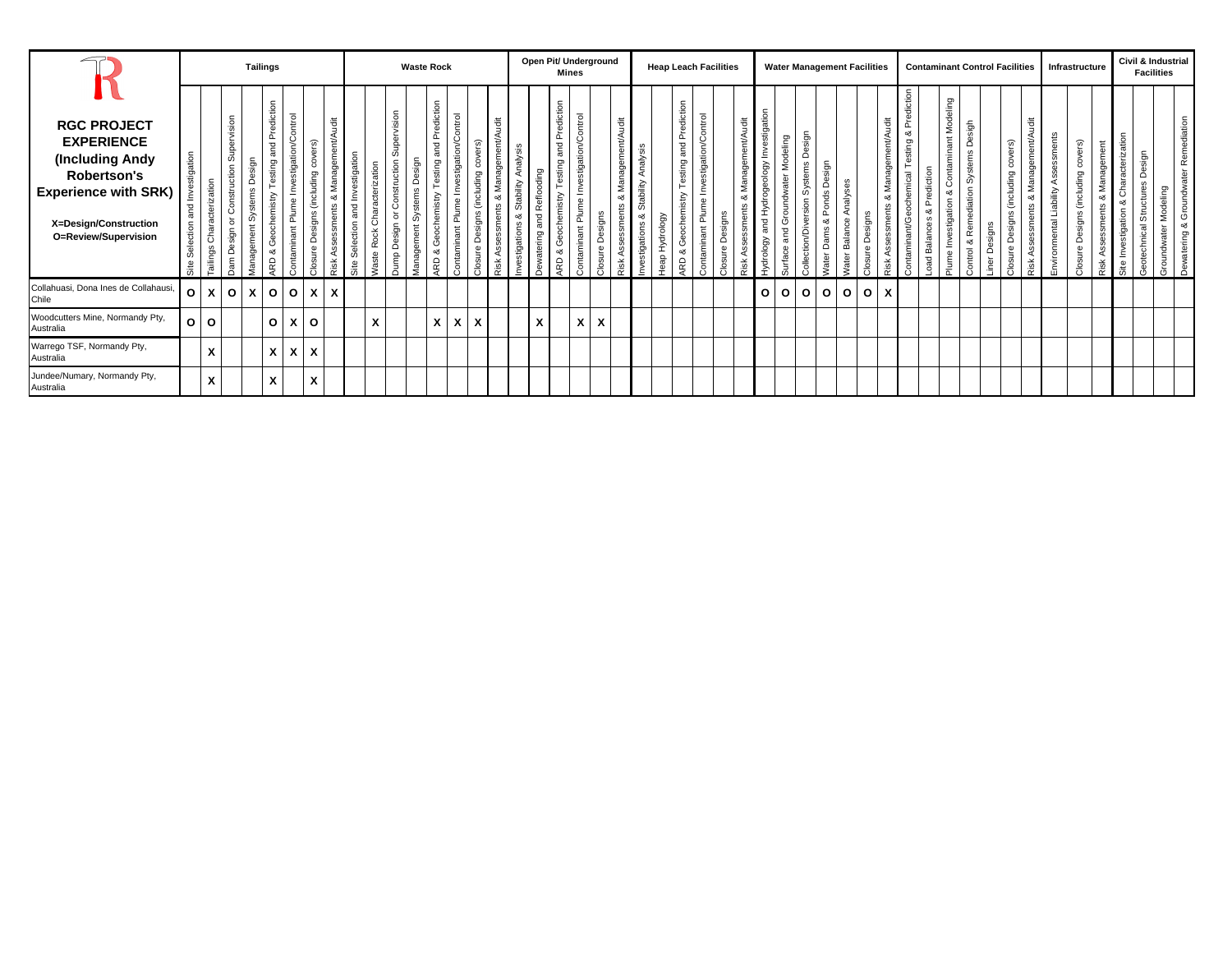| RGC PROJECT EXPERIENCE (Including Andy Robertson's Experience with SRK)<br>X=Design/Construction<br>O=Review/Supervision | Tailings | | | | | | | | Waste Rock | | | | | | | | Open Pit/ Underground Mines | | | | | | Heap Leach Facilities | | | | | | Water Management Facilities | | | | | | | Contaminant Control Facilities | | | | | | | Infrastructure | | | Civil & Industrial Facilities | | | |
|---|---|---|---|---|---|---|---|---|---|---|---|---|---|---|---|---|---|---|---|---|---|---|---|---|---|---|---|---|---|---|---|---|---|---|---|---|---|---|---|---|---|---|---|---|---|---|---|---|---|
| | Site Selection and Investigation | Tailings Characterization | Dam Design or Construction Supervision | Management Systems Design | ARD & Geochemistry Testing and Prediction | Contaminant Plume Investigation/Control | Closure Designs (including covers) | Risk Assessments & Management/Audit | Site Selection and Investigation | Waste Rock Characterization | Dump Design or Construction Supervision | Management Systems Design | ARD & Geochemistry Testing and Prediction | Contaminant Plume Investigation/Control | Closure Designs (including covers) | Risk Assessments & Management/Audit | Investigations & Stability Analysis | Dewatering and Reflooding | ARD & Geochemistry Testing and Prediction | Contaminant Plume Investigation/Control | Closure Designs | Risk Assessments & Management/Audit | Investigations & Stability Analysis | Heap Hydrology | ARD & Geochemistry Testing and Prediction | Contaminant Plume Investigation/Control | Closure Designs | Risk Assessments & Management/Audit | Hydrology and Hydrogeology Investigation | Surface and Groundwater Modeling | Collection/Diversion Systems Design | Water Dams & Ponds Design | Water Balance Analyses | Closure Designs | Risk Assessments & Management/Audit | Contaminant/Geochemical Testing & Prediction | Load Balances & Prediction | Plume Investigation & Contaminant Modeling | Control & Remediation Systems Design | Liner Designs | Closure Designs (including covers) | Risk Assessments & Management/Audit | Environmental Liability Assessments | Closure Designs (including covers) | Risk Assessments & Management | Site Investigation & Characterization | Geotechnical Structures Design | Groundwater Modeling | Dewatering & Groundwater Remediation |
| Collahuasi, Dona Ines de Collahausi, Chile | O | X | O | X | O | O | X | X | | | | | | | | | | | | | | | | | | | | | O | O | O | O | O | O | X | | | | | | | | | | | | | | |
| Woodcutters Mine, Normandy Pty, Australia | O | O | | | O | X | O | | | X | | | X | X | X | | | X | | X | X | | | | | | | | | | | | | | | | | | | | | | | | | | | | |
| Warrego TSF, Normandy Pty, Australia | | X | | | X | X | X | | | | | | | | | | | | | | | | | | | | | | | | | | | | | | | | | | | | | | | | | | |
| Jundee/Numary, Normandy Pty, Australia | | X | | | X | | X | | | | | | | | | | | | | | | | | | | | | | | | | | | | | | | | | | | | | | | | | | |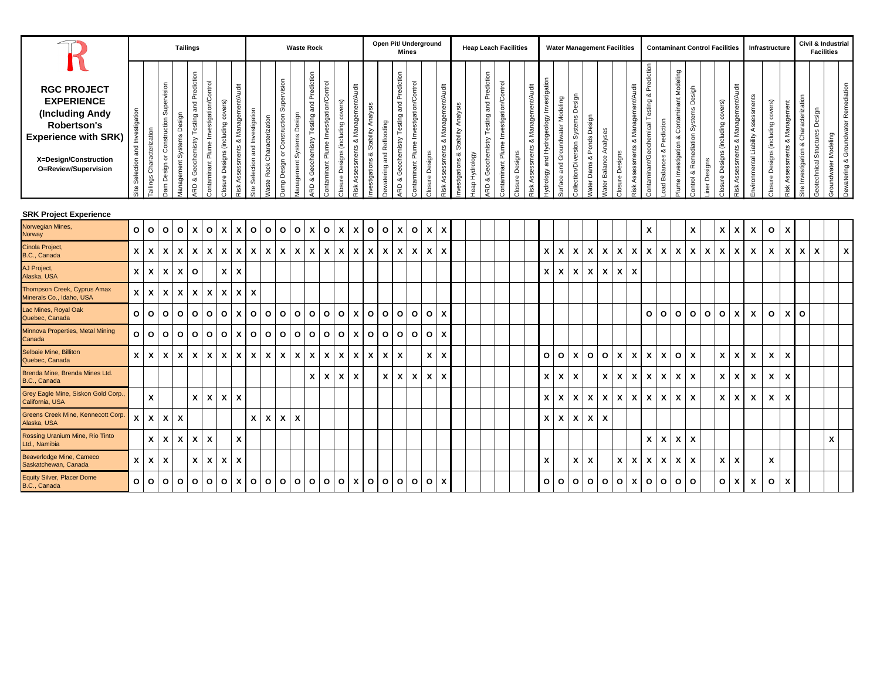**RGC PROJECT EXPERIENCE (Including Andy Robertson's Experience with SRK)**

X=Design/Construction
O=Review/Supervision

| | Tailings | | | | | | | | Waste Rock | | | | | | | | Open Pit/ Underground Mines | | | | | | Heap Leach Facilities | | | | | | Water Management Facilities | | | | | | | Contaminant Control Facilities | | | | | | | Infrastructure | | | Civil & Industrial Facilities | | | |
|---|---|---|---|---|---|---|---|---|---|---|---|---|---|---|---|---|---|---|---|---|---|---|---|---|---|---|---|---|---|---|---|---|---|---|---|---|---|---|---|---|---|---|---|---|---|---|---|---|---|
| **SRK Project Experience** | Site Selection and Investigation | Tailings Characterization | Dam Design or Construction Supervision | Management Systems Design | ARD & Geochemistry Testing and Prediction | Contaminant Plume Investigation/Control | Closure Designs (including covers) | Risk Assessments & Management/Audit | Site Selection and Investigation | Waste Rock Characterization | Dump Design or Construction Supervision | Management Systems Design | ARD & Geochemistry Testing and Prediction | Contaminant Plume Investigation/Control | Closure Designs (including covers) | Risk Assessments & Management/Audit | Investigations & Stability Analysis | Dewatering and Reflooding | ARD & Geochemistry Testing and Prediction | Contaminant Plume Investigation/Control | Closure Designs | Risk Assessments & Management/Audit | Investigations & Stability Analysis | Heap Hydrology | ARD & Geochemistry Testing and Prediction | Contaminant Plume Investigation/Control | Closure Designs | Risk Assessments & Management/Audit | Hydrology and Hydrogeology Investigation | Surface and Groundwater Modeling | Collection/Diversion Systems Design | Water Dams & Ponds Design | Water Balance Analyses | Closure Designs | Risk Assessments & Management/Audit | Contaminant/Geochemical Testing & Prediction | Load Balances & Prediction | Plume Investigation & Contaminant Modeling | Control & Remediation Systems Design | Liner Designs | Closure Designs (including covers) | Risk Assessments & Management/Audit | Environmental Liability Assessments | Closure Designs (including covers) | Risk Assessments & Management | Site Investigation & Characterization | Geotechnical Structures Design | Groundwater Modeling | Dewatering & Groundwater Remediation |
| Norwegian Mines, Norway | O | O | O | O | X | O | X | X | O | O | O | O | X | O | X | X | O | O | X | O | X | X | | | | | | | | | | | | | | X | | | X | | X | X | X | O | X | | | | |
| Cinola Project, B.C., Canada | X | X | X | X | X | X | X | X | X | X | X | X | X | X | X | X | X | X | X | X | X | X | | | | | | | X | X | X | X | X | X | X | X | X | X | X | X | X | X | X | X | X | X | X | | X |
| AJ Project, Alaska, USA | X | X | X | X | O | | X | X | | | | | | | | | | | | | | | | | | | | | X | X | X | X | X | X | X | | | | | | | | | | | | | | |
| Thompson Creek, Cyprus Amax Minerals Co., Idaho, USA | X | X | X | X | X | X | X | X | X | | | | | | | | | | | | | | | | | | | | | | | | | | | | | | | | | | | | | | | | |
| Lac Mines, Royal Oak Quebec, Canada | O | O | O | O | O | O | O | X | O | O | O | O | O | O | O | X | O | O | O | O | O | X | | | | | | | | | | | | | | O | O | O | O | O | O | X | X | O | X | O | | | |
| Minnova Properties, Metal Mining Canada | O | O | O | O | O | O | O | X | O | O | O | O | O | O | O | X | O | O | O | O | O | X | | | | | | | | | | | | | | | | | | | | | | | | | | | |
| Selbaie Mine, Billiton Quebec, Canada | X | X | X | X | X | X | X | X | X | X | X | X | X | X | X | X | X | X | X | | X | X | | | | | | | O | O | X | O | O | X | X | X | X | O | X | | X | X | X | X | X | | | | |
| Brenda Mine, Brenda Mines Ltd. B.C., Canada | | | | | | | | | | | | | X | X | X | X | | X | X | X | X | X | | | | | | | X | X | X | | X | X | X | X | X | X | X | | X | X | X | X | X | | | | |
| Grey Eagle Mine, Siskon Gold Corp., California, USA | | X | | | X | X | X | X | | | | | | | | | | | | | | | | | | | | | X | X | X | X | X | X | X | X | X | X | X | | X | X | X | X | X | | | | |
| Greens Creek Mine, Kennecott Corp. Alaska, USA | X | X | X | X | | | | | X | X | X | X | | | | | | | | | | | | | | | | | X | X | X | X | X | | | | | | | | | | | | | | | | |
| Rossing Uranium Mine, Rio Tinto Ltd., Namibia | | X | X | X | X | X | | X | | | | | | | | | | | | | | | | | | | | | | | | | | | | X | X | X | X | | | | | | | | | X | |
| Beaverlodge Mine, Cameco Saskatchewan, Canada | X | X | X | | X | X | X | X | | | | | | | | | | | | | | | | | | | | | X | | X | X | | X | X | X | X | X | X | | X | X | | X | | | | | |
| Equity Silver, Placer Dome B.C., Canada | O | O | O | O | O | O | O | X | O | O | O | O | O | O | O | X | O | O | O | O | O | X | | | | | | | O | O | O | O | O | O | X | O | O | O | O | | O | X | X | O | X | | | | |